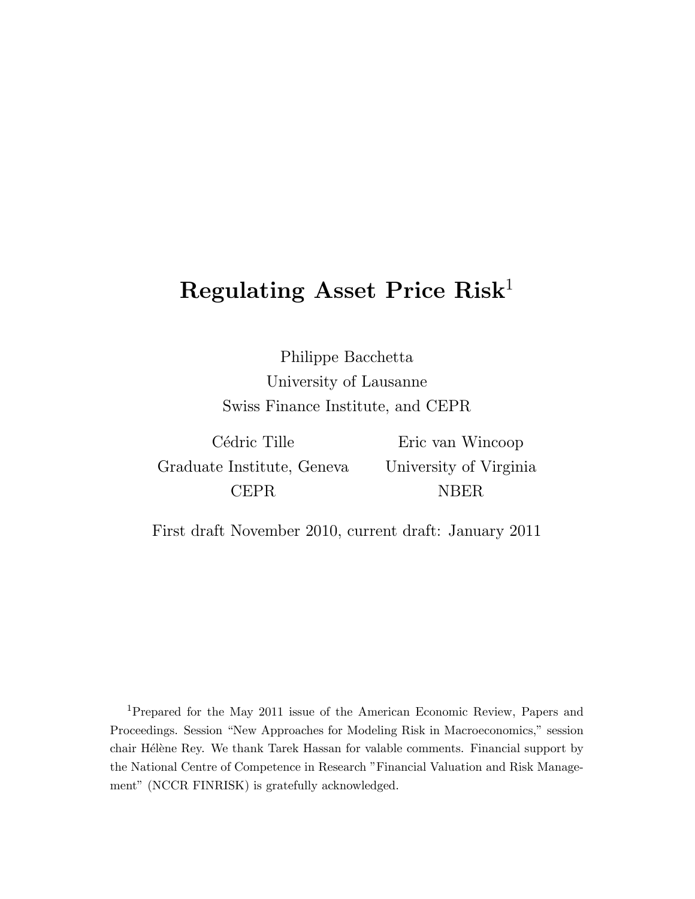# Regulating Asset Price Risk[1]

Philippe Bacchetta
University of Lausanne
Swiss Finance Institute, and CEPR

Cédric Tille
Graduate Institute, Geneva
CEPR

Eric van Wincoop
University of Virginia
NBER

First draft November 2010, current draft: January 2011

[1]Prepared for the May 2011 issue of the American Economic Review, Papers and Proceedings. Session "New Approaches for Modeling Risk in Macroeconomics," session chair Hélène Rey. We thank Tarek Hassan for valable comments. Financial support by the National Centre of Competence in Research "Financial Valuation and Risk Management" (NCCR FINRISK) is gratefully acknowledged.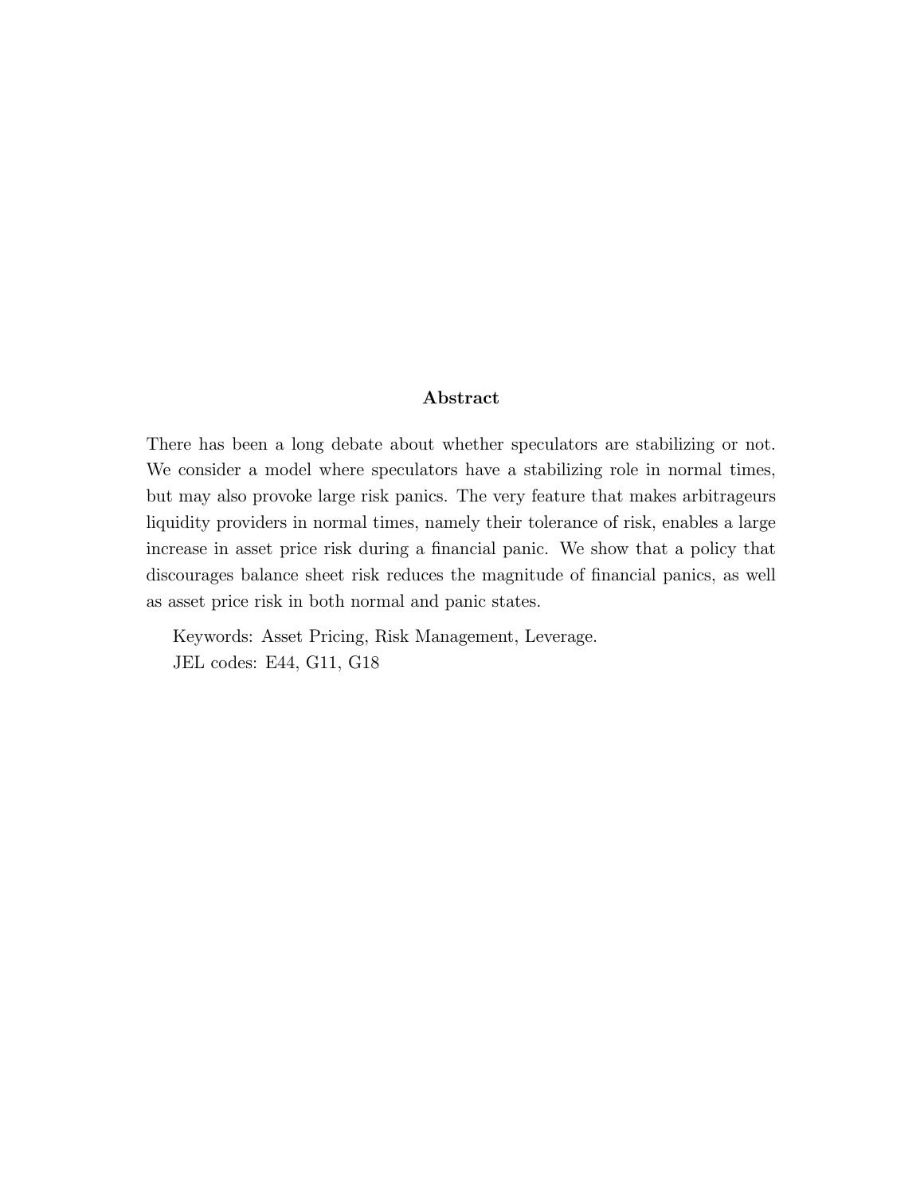## Abstract

There has been a long debate about whether speculators are stabilizing or not. We consider a model where speculators have a stabilizing role in normal times, but may also provoke large risk panics. The very feature that makes arbitrageurs liquidity providers in normal times, namely their tolerance of risk, enables a large increase in asset price risk during a financial panic. We show that a policy that discourages balance sheet risk reduces the magnitude of financial panics, as well as asset price risk in both normal and panic states.

Keywords: Asset Pricing, Risk Management, Leverage.

JEL codes: E44, G11, G18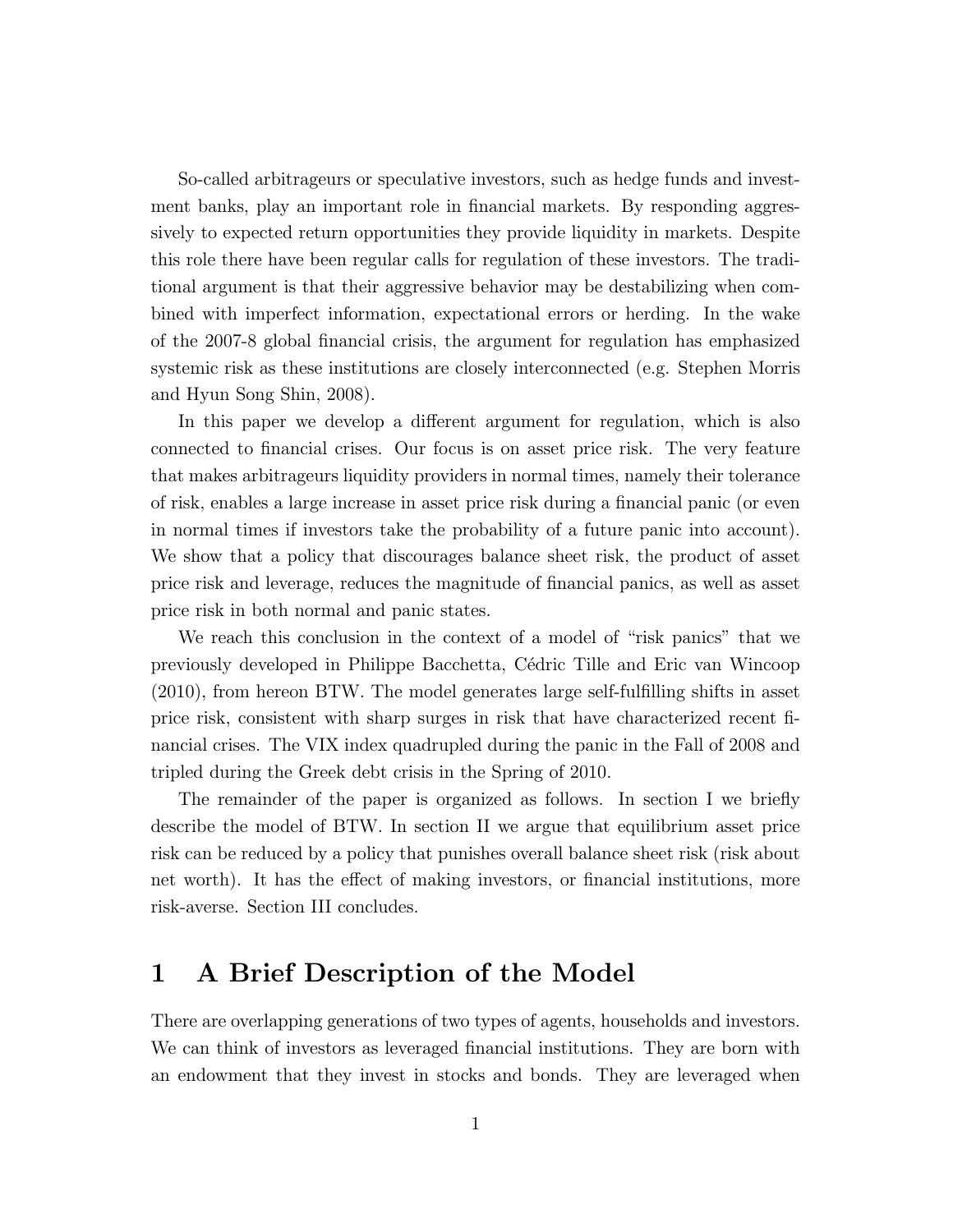So-called arbitrageurs or speculative investors, such as hedge funds and investment banks, play an important role in financial markets. By responding aggressively to expected return opportunities they provide liquidity in markets. Despite this role there have been regular calls for regulation of these investors. The traditional argument is that their aggressive behavior may be destabilizing when combined with imperfect information, expectational errors or herding. In the wake of the 2007-8 global financial crisis, the argument for regulation has emphasized systemic risk as these institutions are closely interconnected (e.g. Stephen Morris and Hyun Song Shin, 2008).

In this paper we develop a different argument for regulation, which is also connected to financial crises. Our focus is on asset price risk. The very feature that makes arbitrageurs liquidity providers in normal times, namely their tolerance of risk, enables a large increase in asset price risk during a financial panic (or even in normal times if investors take the probability of a future panic into account). We show that a policy that discourages balance sheet risk, the product of asset price risk and leverage, reduces the magnitude of financial panics, as well as asset price risk in both normal and panic states.

We reach this conclusion in the context of a model of "risk panics" that we previously developed in Philippe Bacchetta, Cédric Tille and Eric van Wincoop (2010), from hereon BTW. The model generates large self-fulfilling shifts in asset price risk, consistent with sharp surges in risk that have characterized recent financial crises. The VIX index quadrupled during the panic in the Fall of 2008 and tripled during the Greek debt crisis in the Spring of 2010.

The remainder of the paper is organized as follows. In section I we briefly describe the model of BTW. In section II we argue that equilibrium asset price risk can be reduced by a policy that punishes overall balance sheet risk (risk about net worth). It has the effect of making investors, or financial institutions, more risk-averse. Section III concludes.

# 1 A Brief Description of the Model

There are overlapping generations of two types of agents, households and investors. We can think of investors as leveraged financial institutions. They are born with an endowment that they invest in stocks and bonds. They are leveraged when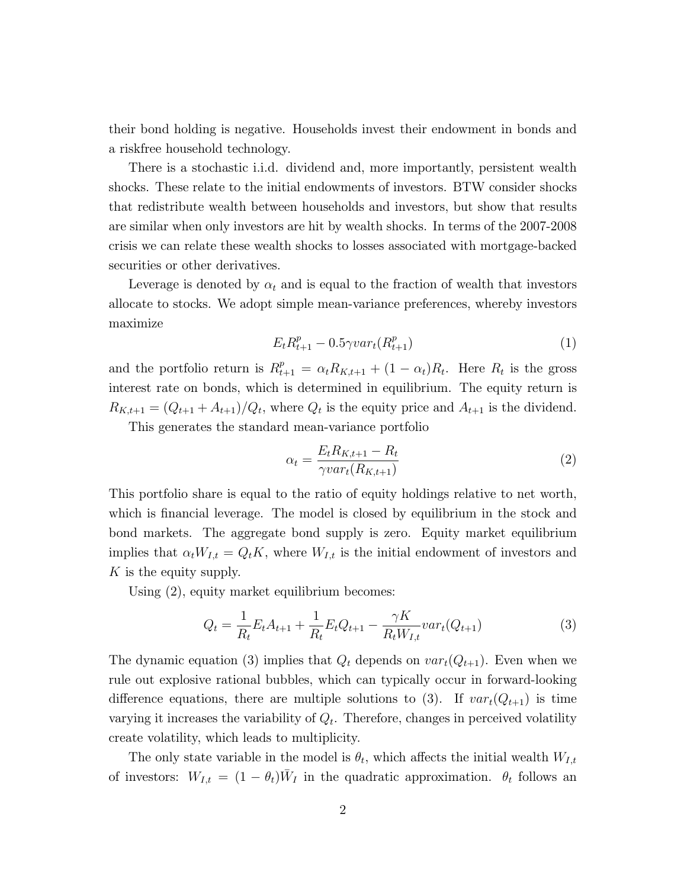their bond holding is negative. Households invest their endowment in bonds and a riskfree household technology.

There is a stochastic i.i.d. dividend and, more importantly, persistent wealth shocks. These relate to the initial endowments of investors. BTW consider shocks that redistribute wealth between households and investors, but show that results are similar when only investors are hit by wealth shocks. In terms of the 2007-2008 crisis we can relate these wealth shocks to losses associated with mortgage-backed securities or other derivatives.

Leverage is denoted by $\alpha_t$ and is equal to the fraction of wealth that investors allocate to stocks. We adopt simple mean-variance preferences, whereby investors maximize

$$E_t R^p_{t+1} - 0.5\gamma var_t(R^p_{t+1}) \tag{1}$$

and the portfolio return is $R^p_{t+1} = \alpha_t R_{K,t+1} + (1-\alpha_t)R_t$. Here $R_t$ is the gross interest rate on bonds, which is determined in equilibrium. The equity return is $R_{K,t+1} = (Q_{t+1} + A_{t+1})/Q_t$, where $Q_t$ is the equity price and $A_{t+1}$ is the dividend.

This generates the standard mean-variance portfolio

$$\alpha_t = \frac{E_t R_{K,t+1} - R_t}{\gamma var_t(R_{K,t+1})} \tag{2}$$

This portfolio share is equal to the ratio of equity holdings relative to net worth, which is financial leverage. The model is closed by equilibrium in the stock and bond markets. The aggregate bond supply is zero. Equity market equilibrium implies that $\alpha_t W_{I,t} = Q_t K$, where $W_{I,t}$ is the initial endowment of investors and $K$ is the equity supply.

Using (2), equity market equilibrium becomes:

$$Q_t = \frac{1}{R_t} E_t A_{t+1} + \frac{1}{R_t} E_t Q_{t+1} - \frac{\gamma K}{R_t W_{I,t}} var_t(Q_{t+1}) \tag{3}$$

The dynamic equation (3) implies that $Q_t$ depends on $var_t(Q_{t+1})$. Even when we rule out explosive rational bubbles, which can typically occur in forward-looking difference equations, there are multiple solutions to (3). If $var_t(Q_{t+1})$ is time varying it increases the variability of $Q_t$. Therefore, changes in perceived volatility create volatility, which leads to multiplicity.

The only state variable in the model is $\theta_t$, which affects the initial wealth $W_{I,t}$ of investors: $W_{I,t} = (1-\theta_t)\bar{W}_I$ in the quadratic approximation. $\theta_t$ follows an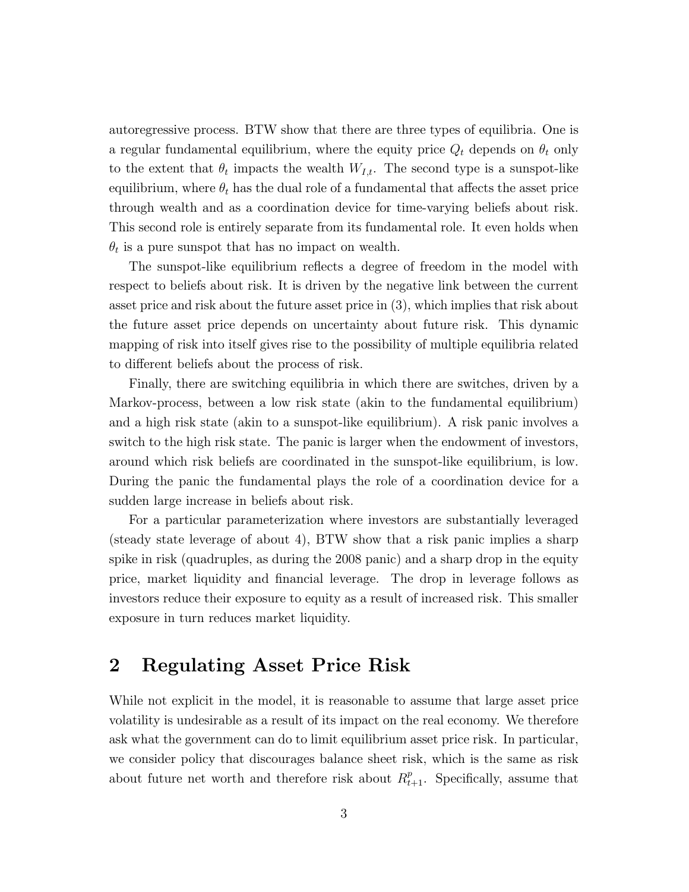autoregressive process. BTW show that there are three types of equilibria. One is a regular fundamental equilibrium, where the equity price $Q_t$ depends on $\theta_t$ only to the extent that $\theta_t$ impacts the wealth $W_{I,t}$. The second type is a sunspot-like equilibrium, where $\theta_t$ has the dual role of a fundamental that affects the asset price through wealth and as a coordination device for time-varying beliefs about risk. This second role is entirely separate from its fundamental role. It even holds when $\theta_t$ is a pure sunspot that has no impact on wealth.

The sunspot-like equilibrium reflects a degree of freedom in the model with respect to beliefs about risk. It is driven by the negative link between the current asset price and risk about the future asset price in (3), which implies that risk about the future asset price depends on uncertainty about future risk. This dynamic mapping of risk into itself gives rise to the possibility of multiple equilibria related to different beliefs about the process of risk.

Finally, there are switching equilibria in which there are switches, driven by a Markov-process, between a low risk state (akin to the fundamental equilibrium) and a high risk state (akin to a sunspot-like equilibrium). A risk panic involves a switch to the high risk state. The panic is larger when the endowment of investors, around which risk beliefs are coordinated in the sunspot-like equilibrium, is low. During the panic the fundamental plays the role of a coordination device for a sudden large increase in beliefs about risk.

For a particular parameterization where investors are substantially leveraged (steady state leverage of about 4), BTW show that a risk panic implies a sharp spike in risk (quadruples, as during the 2008 panic) and a sharp drop in the equity price, market liquidity and financial leverage. The drop in leverage follows as investors reduce their exposure to equity as a result of increased risk. This smaller exposure in turn reduces market liquidity.

## 2 Regulating Asset Price Risk

While not explicit in the model, it is reasonable to assume that large asset price volatility is undesirable as a result of its impact on the real economy. We therefore ask what the government can do to limit equilibrium asset price risk. In particular, we consider policy that discourages balance sheet risk, which is the same as risk about future net worth and therefore risk about $R^p_{t+1}$. Specifically, assume that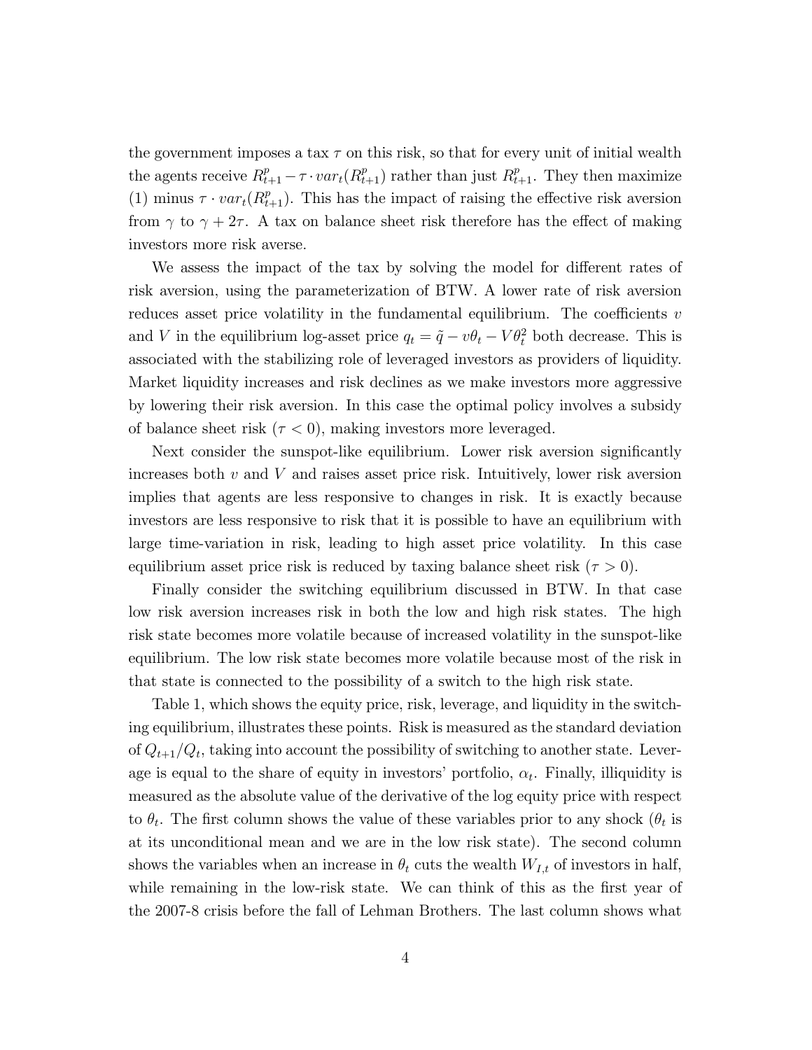the government imposes a tax $\tau$ on this risk, so that for every unit of initial wealth the agents receive $R^p_{t+1} - \tau \cdot var_t(R^p_{t+1})$ rather than just $R^p_{t+1}$. They then maximize (1) minus $\tau \cdot var_t(R^p_{t+1})$. This has the impact of raising the effective risk aversion from $\gamma$ to $\gamma + 2\tau$. A tax on balance sheet risk therefore has the effect of making investors more risk averse.

We assess the impact of the tax by solving the model for different rates of risk aversion, using the parameterization of BTW. A lower rate of risk aversion reduces asset price volatility in the fundamental equilibrium. The coefficients $v$ and $V$ in the equilibrium log-asset price $q_t = \tilde{q} - v\theta_t - V\theta_t^2$ both decrease. This is associated with the stabilizing role of leveraged investors as providers of liquidity. Market liquidity increases and risk declines as we make investors more aggressive by lowering their risk aversion. In this case the optimal policy involves a subsidy of balance sheet risk ($\tau < 0$), making investors more leveraged.

Next consider the sunspot-like equilibrium. Lower risk aversion significantly increases both $v$ and $V$ and raises asset price risk. Intuitively, lower risk aversion implies that agents are less responsive to changes in risk. It is exactly because investors are less responsive to risk that it is possible to have an equilibrium with large time-variation in risk, leading to high asset price volatility. In this case equilibrium asset price risk is reduced by taxing balance sheet risk ($\tau > 0$).

Finally consider the switching equilibrium discussed in BTW. In that case low risk aversion increases risk in both the low and high risk states. The high risk state becomes more volatile because of increased volatility in the sunspot-like equilibrium. The low risk state becomes more volatile because most of the risk in that state is connected to the possibility of a switch to the high risk state.

Table 1, which shows the equity price, risk, leverage, and liquidity in the switching equilibrium, illustrates these points. Risk is measured as the standard deviation of $Q_{t+1}/Q_t$, taking into account the possibility of switching to another state. Leverage is equal to the share of equity in investors' portfolio, $\alpha_t$. Finally, illiquidity is measured as the absolute value of the derivative of the log equity price with respect to $\theta_t$. The first column shows the value of these variables prior to any shock ($\theta_t$ is at its unconditional mean and we are in the low risk state). The second column shows the variables when an increase in $\theta_t$ cuts the wealth $W_{I,t}$ of investors in half, while remaining in the low-risk state. We can think of this as the first year of the 2007-8 crisis before the fall of Lehman Brothers. The last column shows what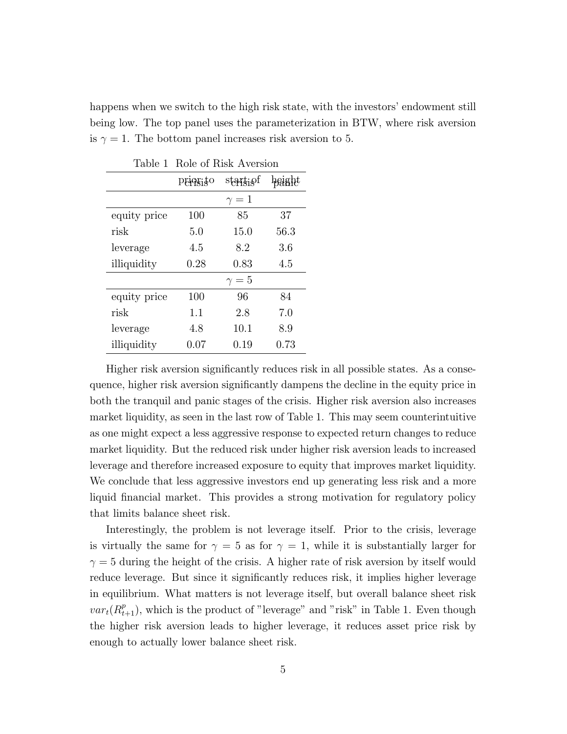happens when we switch to the high risk state, with the investors' endowment still being low. The top panel uses the parameterization in BTW, where risk aversion is $\gamma = 1$. The bottom panel increases risk aversion to 5.

Table 1 Role of Risk Aversion

| | prior to crisis | start of crisis | height panic |
|---|---|---|---|
| | | $\gamma = 1$ | |
| equity price | 100 | 85 | 37 |
| risk | 5.0 | 15.0 | 56.3 |
| leverage | 4.5 | 8.2 | 3.6 |
| illiquidity | 0.28 | 0.83 | 4.5 |
| | | $\gamma = 5$ | |
| equity price | 100 | 96 | 84 |
| risk | 1.1 | 2.8 | 7.0 |
| leverage | 4.8 | 10.1 | 8.9 |
| illiquidity | 0.07 | 0.19 | 0.73 |

Higher risk aversion significantly reduces risk in all possible states. As a consequence, higher risk aversion significantly dampens the decline in the equity price in both the tranquil and panic stages of the crisis. Higher risk aversion also increases market liquidity, as seen in the last row of Table 1. This may seem counterintuitive as one might expect a less aggressive response to expected return changes to reduce market liquidity. But the reduced risk under higher risk aversion leads to increased leverage and therefore increased exposure to equity that improves market liquidity. We conclude that less aggressive investors end up generating less risk and a more liquid financial market. This provides a strong motivation for regulatory policy that limits balance sheet risk.

Interestingly, the problem is not leverage itself. Prior to the crisis, leverage is virtually the same for $\gamma = 5$ as for $\gamma = 1$, while it is substantially larger for $\gamma = 5$ during the height of the crisis. A higher rate of risk aversion by itself would reduce leverage. But since it significantly reduces risk, it implies higher leverage in equilibrium. What matters is not leverage itself, but overall balance sheet risk $var_t(R^p_{t+1})$, which is the product of "leverage" and "risk" in Table 1. Even though the higher risk aversion leads to higher leverage, it reduces asset price risk by enough to actually lower balance sheet risk.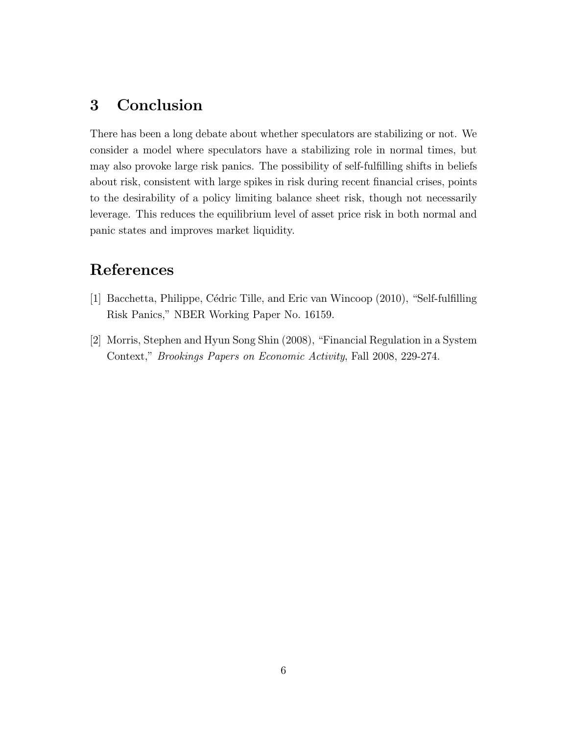## 3 Conclusion

There has been a long debate about whether speculators are stabilizing or not. We consider a model where speculators have a stabilizing role in normal times, but may also provoke large risk panics. The possibility of self-fulfilling shifts in beliefs about risk, consistent with large spikes in risk during recent financial crises, points to the desirability of a policy limiting balance sheet risk, though not necessarily leverage. This reduces the equilibrium level of asset price risk in both normal and panic states and improves market liquidity.

## References

[1] Bacchetta, Philippe, Cédric Tille, and Eric van Wincoop (2010), "Self-fulfilling Risk Panics," NBER Working Paper No. 16159.

[2] Morris, Stephen and Hyun Song Shin (2008), "Financial Regulation in a System Context," *Brookings Papers on Economic Activity*, Fall 2008, 229-274.